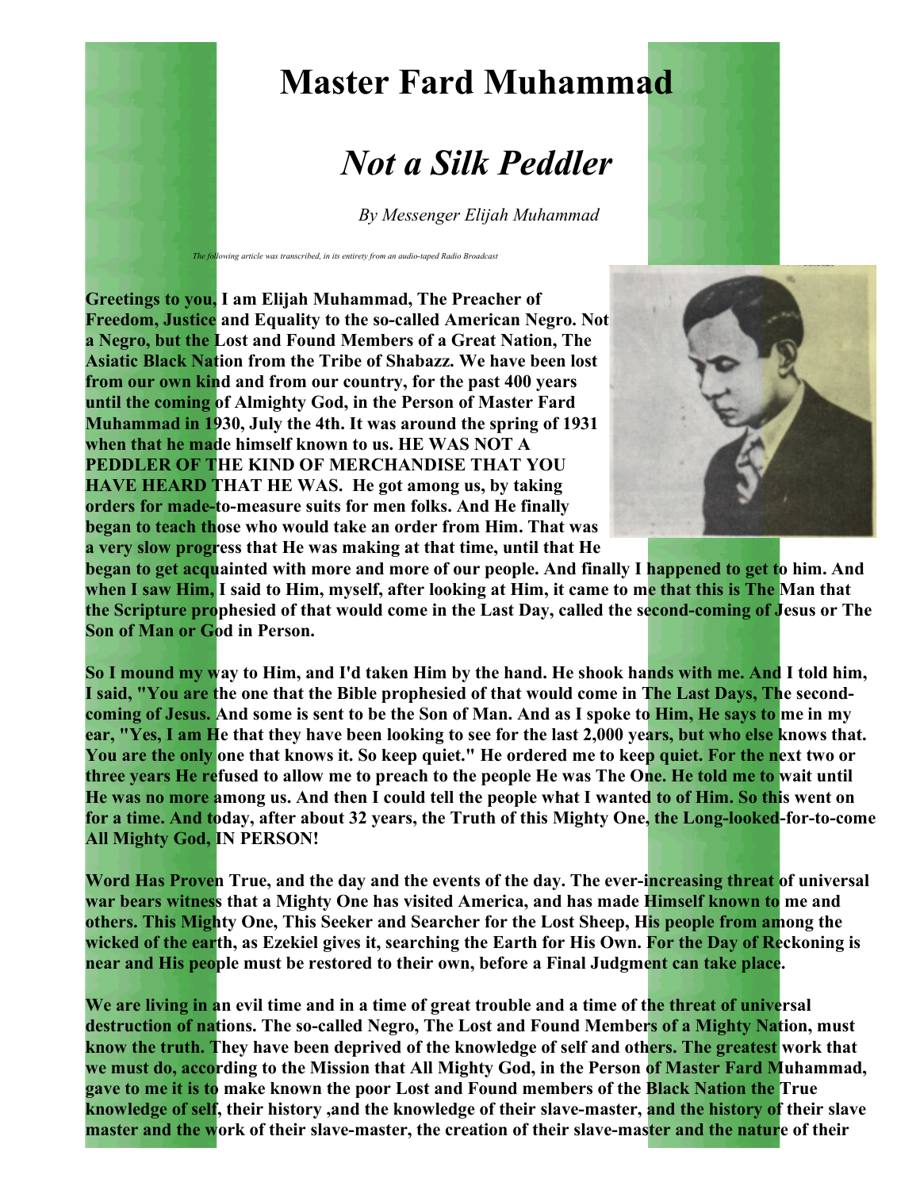# Master Fard Muhammad

## *Not a Silk Peddler*

*By Messenger Elijah Muhammad*

*The following article was transcribed, in its entirety from an audio-taped Radio Broadcast*

**Greetings to you, I am Elijah Muhammad, The Preacher of Freedom, Justice and Equality to the so-called American Negro. Not a Negro, but the Lost and Found Members of a Great Nation, The Asiatic Black Nation from the Tribe of Shabazz. We have been lost from our own kind and from our country, for the past 400 years until the coming of Almighty God, in the Person of Master Fard Muhammad in 1930, July the 4th. It was around the spring of 1931 when that he made himself known to us. HE WAS NOT A PEDDLER OF THE KIND OF MERCHANDISE THAT YOU HAVE HEARD THAT HE WAS. He got among us, by taking orders for made-to-measure suits for men folks. And He finally began to teach those who would take an order from Him. That was a very slow progress that He was making at that time, until that He began to get acquainted with more and more of our people. And finally I happened to get to him. And when I saw Him, I said to Him, myself, after looking at Him, it came to me that this is The Man that the Scripture prophesied of that would come in the Last Day, called the second-coming of Jesus or The Son of Man or God in Person.**

**So I mound my way to Him, and I'd taken Him by the hand. He shook hands with me. And I told him, I said, "You are the one that the Bible prophesied of that would come in The Last Days, The second-coming of Jesus. And some is sent to be the Son of Man. And as I spoke to Him, He says to me in my ear, "Yes, I am He that they have been looking to see for the last 2,000 years, but who else knows that. You are the only one that knows it. So keep quiet." He ordered me to keep quiet. For the next two or three years He refused to allow me to preach to the people He was The One. He told me to wait until He was no more among us. And then I could tell the people what I wanted to of Him. So this went on for a time. And today, after about 32 years, the Truth of this Mighty One, the Long-looked-for-to-come All Mighty God, IN PERSON!**

**Word Has Proven True, and the day and the events of the day. The ever-increasing threat of universal war bears witness that a Mighty One has visited America, and has made Himself known to me and others. This Mighty One, This Seeker and Searcher for the Lost Sheep, His people from among the wicked of the earth, as Ezekiel gives it, searching the Earth for His Own. For the Day of Reckoning is near and His people must be restored to their own, before a Final Judgment can take place.**

**We are living in an evil time and in a time of great trouble and a time of the threat of universal destruction of nations. The so-called Negro, The Lost and Found Members of a Mighty Nation, must know the truth. They have been deprived of the knowledge of self and others. The greatest work that we must do, according to the Mission that All Mighty God, in the Person of Master Fard Muhammad, gave to me it is to make known the poor Lost and Found members of the Black Nation the True knowledge of self, their history ,and the knowledge of their slave-master, and the history of their slave master and the work of their slave-master, the creation of their slave-master and the nature of their**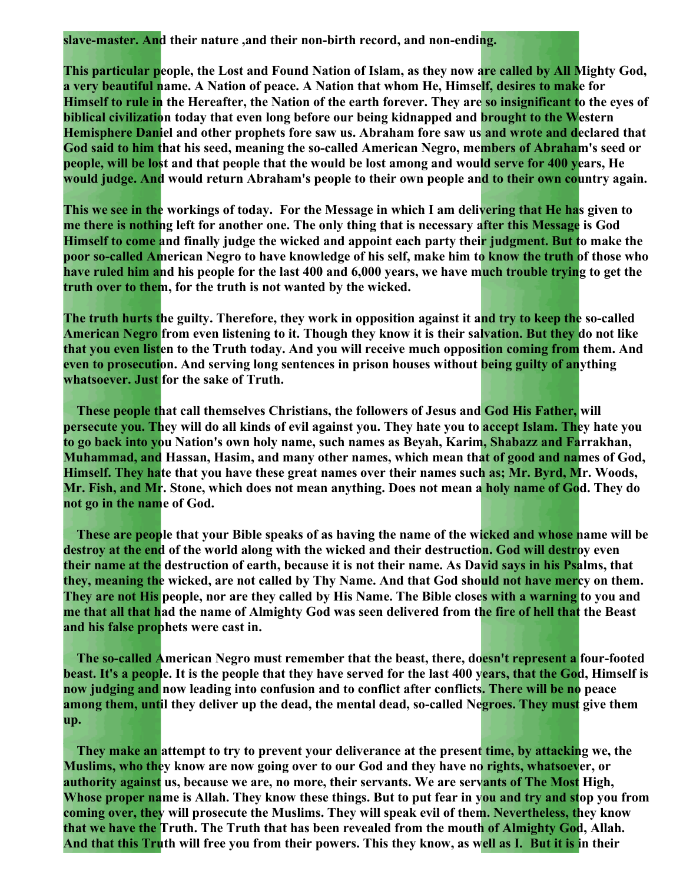**slave-master. And their nature ,and their non-birth record, and non-ending.**

**This particular people, the Lost and Found Nation of Islam, as they now are called by All Mighty God, a very beautiful name. A Nation of peace. A Nation that whom He, Himself, desires to make for Himself to rule in the Hereafter, the Nation of the earth forever. They are so insignificant to the eyes of biblical civilization today that even long before our being kidnapped and brought to the Western Hemisphere Daniel and other prophets fore saw us. Abraham fore saw us and wrote and declared that God said to him that his seed, meaning the so-called American Negro, members of Abraham's seed or people, will be lost and that people that the would be lost among and would serve for 400 years, He would judge. And would return Abraham's people to their own people and to their own country again.**

**This we see in the workings of today.  For the Message in which I am delivering that He has given to me there is nothing left for another one. The only thing that is necessary after this Message is God Himself to come and finally judge the wicked and appoint each party their judgment. But to make the poor so-called American Negro to have knowledge of his self, make him to know the truth of those who have ruled him and his people for the last 400 and 6,000 years, we have much trouble trying to get the truth over to them, for the truth is not wanted by the wicked.**

**The truth hurts the guilty. Therefore, they work in opposition against it and try to keep the so-called American Negro from even listening to it. Though they know it is their salvation. But they do not like that you even listen to the Truth today. And you will receive much opposition coming from them. And even to prosecution. And serving long sentences in prison houses without being guilty of anything whatsoever. Just for the sake of Truth.**

**These people that call themselves Christians, the followers of Jesus and God His Father, will persecute you. They will do all kinds of evil against you. They hate you to accept Islam. They hate you to go back into you Nation's own holy name, such names as Beyah, Karim, Shabazz and Farrakhan, Muhammad, and Hassan, Hasim, and many other names, which mean that of good and names of God, Himself. They hate that you have these great names over their names such as; Mr. Byrd, Mr. Woods, Mr. Fish, and Mr. Stone, which does not mean anything. Does not mean a holy name of God. They do not go in the name of God.**

**These are people that your Bible speaks of as having the name of the wicked and whose name will be destroy at the end of the world along with the wicked and their destruction. God will destroy even their name at the destruction of earth, because it is not their name. As David says in his Psalms, that they, meaning the wicked, are not called by Thy Name. And that God should not have mercy on them. They are not His people, nor are they called by His Name. The Bible closes with a warning to you and me that all that had the name of Almighty God was seen delivered from the fire of hell that the Beast and his false prophets were cast in.**

**The so-called American Negro must remember that the beast, there, doesn't represent a four-footed beast. It's a people. It is the people that they have served for the last 400 years, that the God, Himself is now judging and now leading into confusion and to conflict after conflicts. There will be no peace among them, until they deliver up the dead, the mental dead, so-called Negroes. They must give them up.**

**They make an attempt to try to prevent your deliverance at the present time, by attacking we, the Muslims, who they know are now going over to our God and they have no rights, whatsoever, or authority against us, because we are, no more, their servants. We are servants of The Most High, Whose proper name is Allah. They know these things. But to put fear in you and try and stop you from coming over, they will prosecute the Muslims. They will speak evil of them. Nevertheless, they know that we have the Truth. The Truth that has been revealed from the mouth of Almighty God, Allah. And that this Truth will free you from their powers. This they know, as well as I.  But it is in their**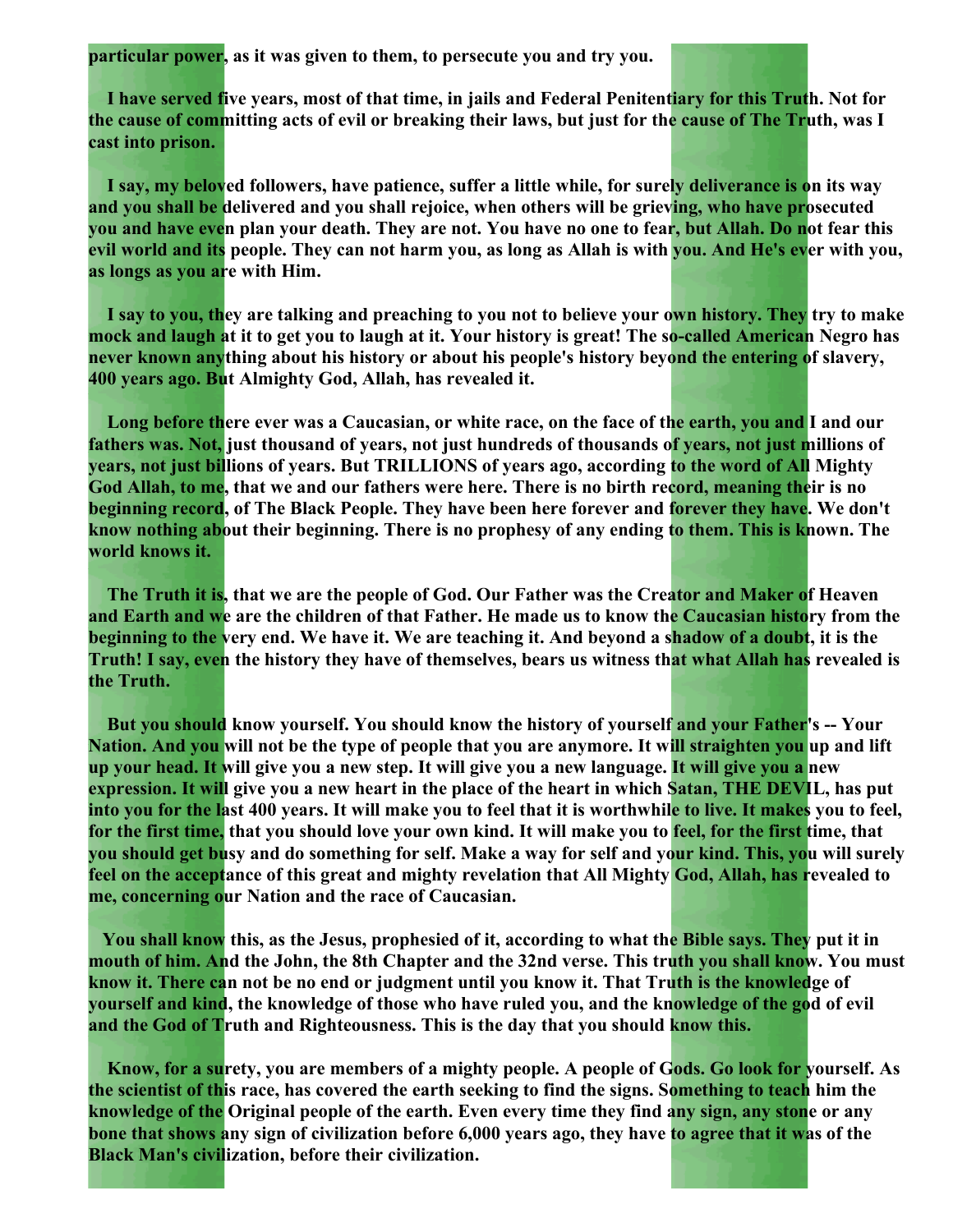**particular power, as it was given to them, to persecute you and try you.**

**I have served five years, most of that time, in jails and Federal Penitentiary for this Truth. Not for the cause of committing acts of evil or breaking their laws, but just for the cause of The Truth, was I cast into prison.**

**I say, my beloved followers, have patience, suffer a little while, for surely deliverance is on its way and you shall be delivered and you shall rejoice, when others will be grieving, who have prosecuted you and have even plan your death. They are not. You have no one to fear, but Allah. Do not fear this evil world and its people. They can not harm you, as long as Allah is with you. And He's ever with you, as longs as you are with Him.**

**I say to you, they are talking and preaching to you not to believe your own history. They try to make mock and laugh at it to get you to laugh at it. Your history is great! The so-called American Negro has never known anything about his history or about his people's history beyond the entering of slavery, 400 years ago. But Almighty God, Allah, has revealed it.**

**Long before there ever was a Caucasian, or white race, on the face of the earth, you and I and our fathers was. Not, just thousand of years, not just hundreds of thousands of years, not just millions of years, not just billions of years. But TRILLIONS of years ago, according to the word of All Mighty God Allah, to me, that we and our fathers were here. There is no birth record, meaning their is no beginning record, of The Black People. They have been here forever and forever they have. We don't know nothing about their beginning. There is no prophesy of any ending to them. This is known. The world knows it.**

**The Truth it is, that we are the people of God. Our Father was the Creator and Maker of Heaven and Earth and we are the children of that Father. He made us to know the Caucasian history from the beginning to the very end. We have it. We are teaching it. And beyond a shadow of a doubt, it is the Truth! I say, even the history they have of themselves, bears us witness that what Allah has revealed is the Truth.**

**But you should know yourself. You should know the history of yourself and your Father's -- Your Nation. And you will not be the type of people that you are anymore. It will straighten you up and lift up your head. It will give you a new step. It will give you a new language. It will give you a new expression. It will give you a new heart in the place of the heart in which Satan, THE DEVIL, has put into you for the last 400 years. It will make you to feel that it is worthwhile to live. It makes you to feel, for the first time, that you should love your own kind. It will make you to feel, for the first time, that you should get busy and do something for self. Make a way for self and your kind. This, you will surely feel on the acceptance of this great and mighty revelation that All Mighty God, Allah, has revealed to me, concerning our Nation and the race of Caucasian.**

**You shall know this, as the Jesus, prophesied of it, according to what the Bible says. They put it in mouth of him. And the John, the 8th Chapter and the 32nd verse. This truth you shall know. You must know it. There can not be no end or judgment until you know it. That Truth is the knowledge of yourself and kind, the knowledge of those who have ruled you, and the knowledge of the god of evil and the God of Truth and Righteousness. This is the day that you should know this.**

**Know, for a surety, you are members of a mighty people. A people of Gods. Go look for yourself. As the scientist of this race, has covered the earth seeking to find the signs. Something to teach him the knowledge of the Original people of the earth. Even every time they find any sign, any stone or any bone that shows any sign of civilization before 6,000 years ago, they have to agree that it was of the Black Man's civilization, before their civilization.**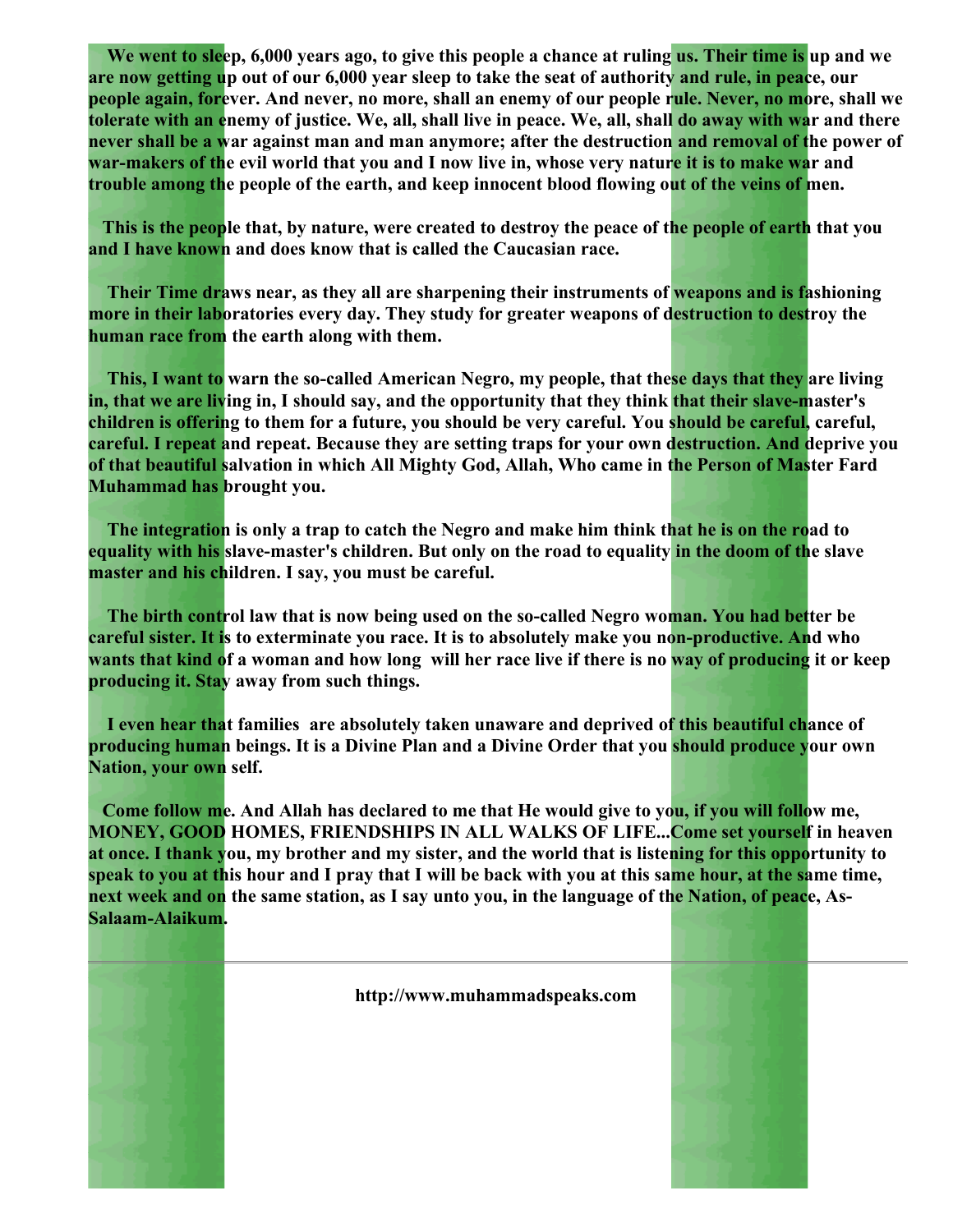**We went to sleep, 6,000 years ago, to give this people a chance at ruling us. Their time is up and we are now getting up out of our 6,000 year sleep to take the seat of authority and rule, in peace, our people again, forever. And never, no more, shall an enemy of our people rule. Never, no more, shall we tolerate with an enemy of justice. We, all, shall live in peace. We, all, shall do away with war and there never shall be a war against man and man anymore; after the destruction and removal of the power of war-makers of the evil world that you and I now live in, whose very nature it is to make war and trouble among the people of the earth, and keep innocent blood flowing out of the veins of men.**

**This is the people that, by nature, were created to destroy the peace of the people of earth that you and I have known and does know that is called the Caucasian race.**

**Their Time draws near, as they all are sharpening their instruments of weapons and is fashioning more in their laboratories every day. They study for greater weapons of destruction to destroy the human race from the earth along with them.**

**This, I want to warn the so-called American Negro, my people, that these days that they are living in, that we are living in, I should say, and the opportunity that they think that their slave-master's children is offering to them for a future, you should be very careful. You should be careful, careful, careful. I repeat and repeat. Because they are setting traps for your own destruction. And deprive you of that beautiful salvation in which All Mighty God, Allah, Who came in the Person of Master Fard Muhammad has brought you.**

**The integration is only a trap to catch the Negro and make him think that he is on the road to equality with his slave-master's children. But only on the road to equality in the doom of the slave master and his children. I say, you must be careful.**

**The birth control law that is now being used on the so-called Negro woman. You had better be careful sister. It is to exterminate you race. It is to absolutely make you non-productive. And who wants that kind of a woman and how long will her race live if there is no way of producing it or keep producing it. Stay away from such things.**

**I even hear that families are absolutely taken unaware and deprived of this beautiful chance of producing human beings. It is a Divine Plan and a Divine Order that you should produce your own Nation, your own self.**

**Come follow me. And Allah has declared to me that He would give to you, if you will follow me, MONEY, GOOD HOMES, FRIENDSHIPS IN ALL WALKS OF LIFE...Come set yourself in heaven at once. I thank you, my brother and my sister, and the world that is listening for this opportunity to speak to you at this hour and I pray that I will be back with you at this same hour, at the same time, next week and on the same station, as I say unto you, in the language of the Nation, of peace, As-Salaam-Alaikum.**

---

**http://www.muhammadspeaks.com**